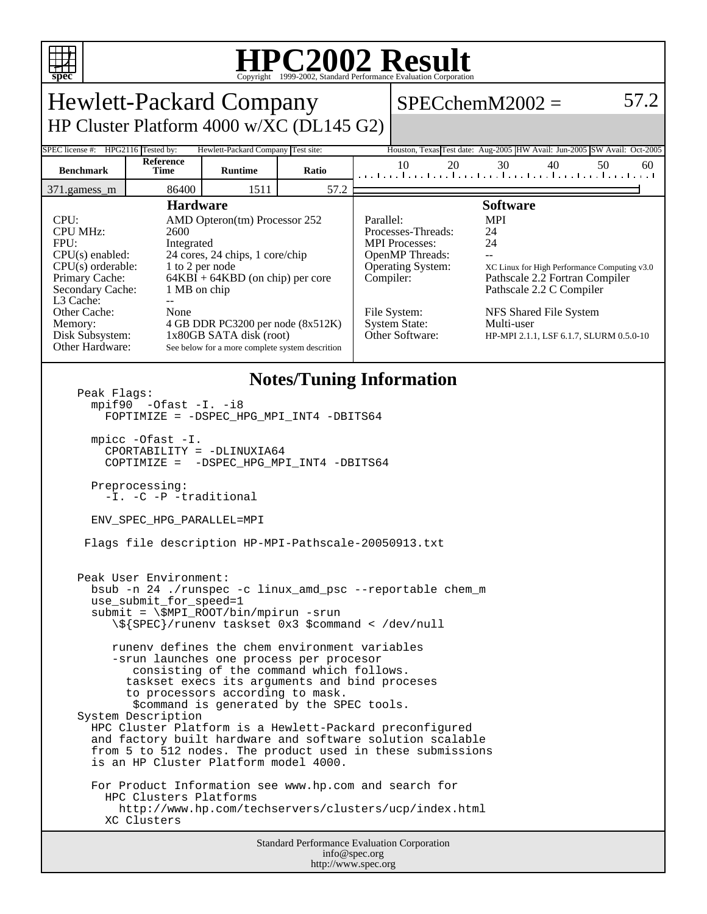# HPC2002 Result

Copyright 1999-2002, Standard Performance Evaluation Corporation

## Hewlett-Packard Company
### HP Cluster Platform 4000 w/XC (DL145 G2)

**SPECchemM2002 = 57.2**

| SPEC license #: | HPG2116 | Tested by: | Hewlett-Packard Company | Test site: | Houston, Texas | Test date: | Aug-2005 | HW Avail: | Jun-2005 | SW Avail: | Oct-2005 |
|---|---|---|---|---|---|---|---|---|---|---|---|

| Benchmark | Reference Time | Runtime | Ratio |
|---|---|---|---|
| 371.gamess_m | 86400 | 1511 | 57.2 |

### Hardware

| | |
|---|---|
| CPU: | AMD Opteron(tm) Processor 252 |
| CPU MHz: | 2600 |
| FPU: | Integrated |
| CPU(s) enabled: | 24 cores, 24 chips, 1 core/chip |
| CPU(s) orderable: | 1 to 2 per node |
| Primary Cache: | 64KBI + 64KBD (on chip) per core |
| Secondary Cache: | 1 MB on chip |
| L3 Cache: | -- |
| Other Cache: | None |
| Memory: | 4 GB DDR PC3200 per node (8x512K) |
| Disk Subsystem: | 1x80GB SATA disk (root) |
| Other Hardware: | See below for a more complete system descrition |

### Software

| | |
|---|---|
| Parallel: | MPI |
| Processes-Threads: | 24 |
| MPI Processes: | 24 |
| OpenMP Threads: | -- |
| Operating System: | XC Linux for High Performance Computing v3.0 |
| Compiler: | Pathscale 2.2 Fortran Compiler<br>Pathscale 2.2 C Compiler |
| File System: | NFS Shared File System |
| System State: | Multi-user |
| Other Software: | HP-MPI 2.1.1, LSF 6.1.7, SLURM 0.5.0-10 |

### Notes/Tuning Information

```
Peak Flags:
  mpif90  -Ofast -I. -i8
    FOPTIMIZE = -DSPEC_HPG_MPI_INT4 -DBITS64

  mpicc -Ofast -I.
    CPORTABILITY = -DLINUXIA64
    COPTIMIZE =  -DSPEC_HPG_MPI_INT4 -DBITS64

  Preprocessing:
    -I. -C -P -traditional

  ENV_SPEC_HPG_PARALLEL=MPI

 Flags file description HP-MPI-Pathscale-20050913.txt


Peak User Environment:
  bsub -n 24 ./runspec -c linux_amd_psc --reportable chem_m
  use_submit_for_speed=1
  submit = \$MPI_ROOT/bin/mpirun -srun
     \${SPEC}/runenv taskset 0x3 $command < /dev/null

      runenv defines the chem environment variables
      -srun launches one process per procesor
         consisting of the command which follows.
        taskset execs its arguments and bind proceses
        to processors according to mask.
         $command is generated by the SPEC tools.
System Description
  HPC Cluster Platform is a Hewlett-Packard preconfigured
  and factory built hardware and software solution scalable
  from 5 to 512 nodes. The product used in these submissions
  is an HP Cluster Platform model 4000.

  For Product Information see www.hp.com and search for
    HPC Clusters Platforms
      http://www.hp.com/techservers/clusters/ucp/index.html
    XC Clusters
```

Standard Performance Evaluation Corporation
info@spec.org
http://www.spec.org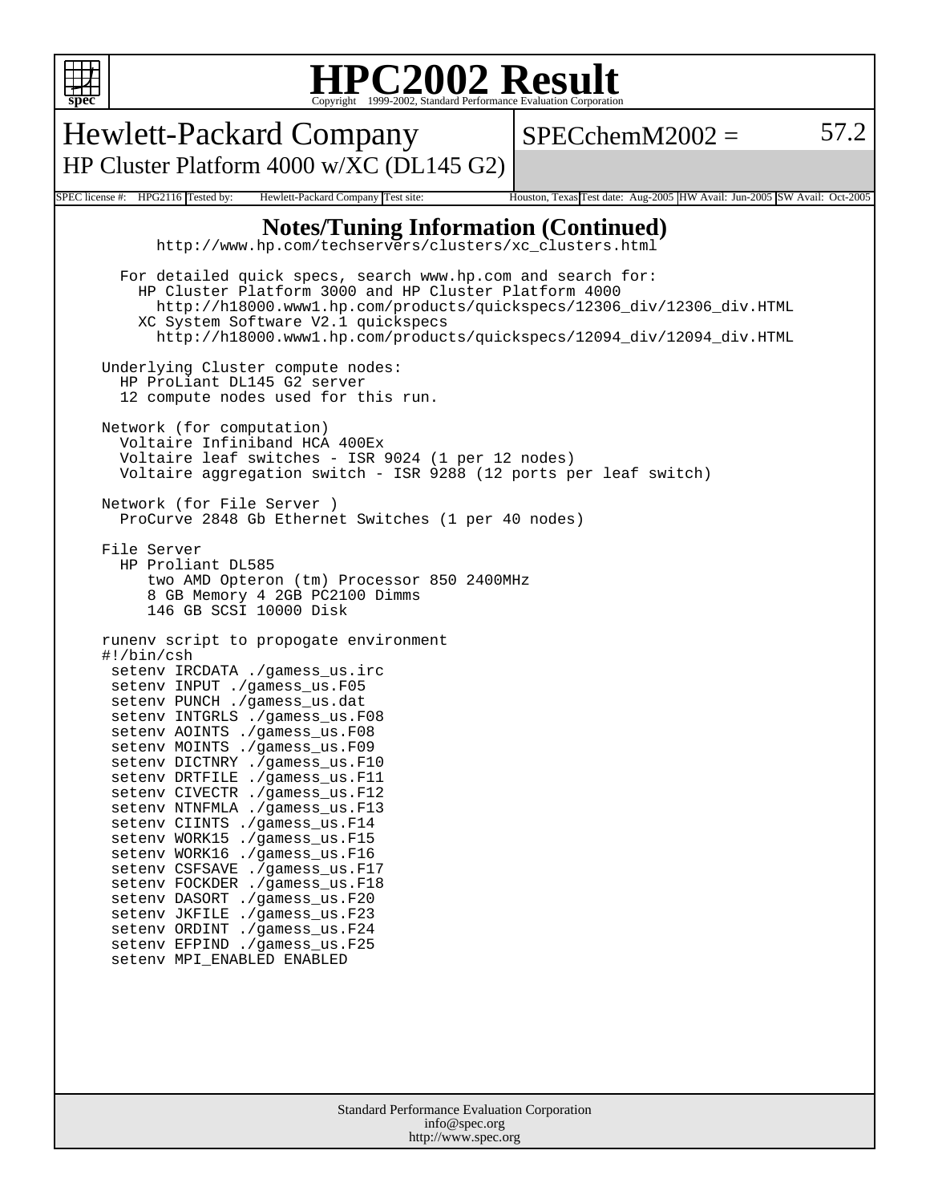# HPC2002 Result

Copyright 1999-2002, Standard Performance Evaluation Corporation

**Hewlett-Packard Company**
HP Cluster Platform 4000 w/XC (DL145 G2)

SPECchemM2002 = 57.2

| SPEC license #: | HPG2116 | Tested by: | Hewlett-Packard Company | Test site: | Houston, Texas | Test date: | Aug-2005 | HW Avail: | Jun-2005 | SW Avail: | Oct-2005 |
|---|---|---|---|---|---|---|---|---|---|---|---|

## Notes/Tuning Information (Continued)

```
        http://www.hp.com/techservers/clusters/xc_clusters.html

      For detailed quick specs, search www.hp.com and search for:
        HP Cluster Platform 3000 and HP Cluster Platform 4000
          http://h18000.www1.hp.com/products/quickspecs/12306_div/12306_div.HTML
        XC System Software V2.1 quickspecs
          http://h18000.www1.hp.com/products/quickspecs/12094_div/12094_div.HTML

    Underlying Cluster compute nodes:
      HP ProLiant DL145 G2 server
      12 compute nodes used for this run.

    Network (for computation)
      Voltaire Infiniband HCA 400Ex
      Voltaire leaf switches - ISR 9024 (1 per 12 nodes)
      Voltaire aggregation switch - ISR 9288 (12 ports per leaf switch)

    Network (for File Server )
      ProCurve 2848 Gb Ethernet Switches (1 per 40 nodes)

    File Server
      HP Proliant DL585
         two AMD Opteron (tm) Processor 850 2400MHz
         8 GB Memory 4 2GB PC2100 Dimms
         146 GB SCSI 10000 Disk

    runenv script to propogate environment
    #!/bin/csh
     setenv IRCDATA ./gamess_us.irc
     setenv INPUT ./gamess_us.F05
     setenv PUNCH ./gamess_us.dat
     setenv INTGRLS ./gamess_us.F08
     setenv AOINTS ./gamess_us.F08
     setenv MOINTS ./gamess_us.F09
     setenv DICTNRY ./gamess_us.F10
     setenv DRTFILE ./gamess_us.F11
     setenv CIVECTR ./gamess_us.F12
     setenv NTNFMLA ./gamess_us.F13
     setenv CIINTS ./gamess_us.F14
     setenv WORK15 ./gamess_us.F15
     setenv WORK16 ./gamess_us.F16
     setenv CSFSAVE ./gamess_us.F17
     setenv FOCKDER ./gamess_us.F18
     setenv DASORT ./gamess_us.F20
     setenv JKFILE ./gamess_us.F23
     setenv ORDINT ./gamess_us.F24
     setenv EFPIND ./gamess_us.F25
     setenv MPI_ENABLED ENABLED
```

Standard Performance Evaluation Corporation
info@spec.org
http://www.spec.org